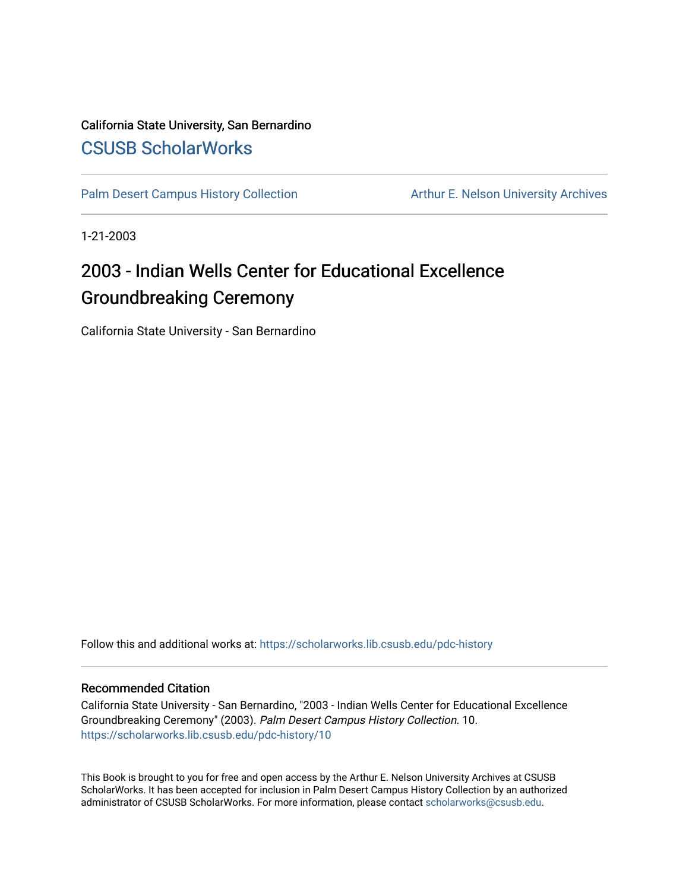California State University, San Bernardino

[CSUSB ScholarWorks](https://scholarworks.lib.csusb.edu)

Palm Desert Campus History Collection | Arthur E. Nelson University Archives

1-21-2003

# 2003 - Indian Wells Center for Educational Excellence Groundbreaking Ceremony

California State University - San Bernardino

Follow this and additional works at: https://scholarworks.lib.csusb.edu/pdc-history

## Recommended Citation

California State University - San Bernardino, "2003 - Indian Wells Center for Educational Excellence Groundbreaking Ceremony" (2003). *Palm Desert Campus History Collection*. 10.
https://scholarworks.lib.csusb.edu/pdc-history/10

This Book is brought to you for free and open access by the Arthur E. Nelson University Archives at CSUSB ScholarWorks. It has been accepted for inclusion in Palm Desert Campus History Collection by an authorized administrator of CSUSB ScholarWorks. For more information, please contact scholarworks@csusb.edu.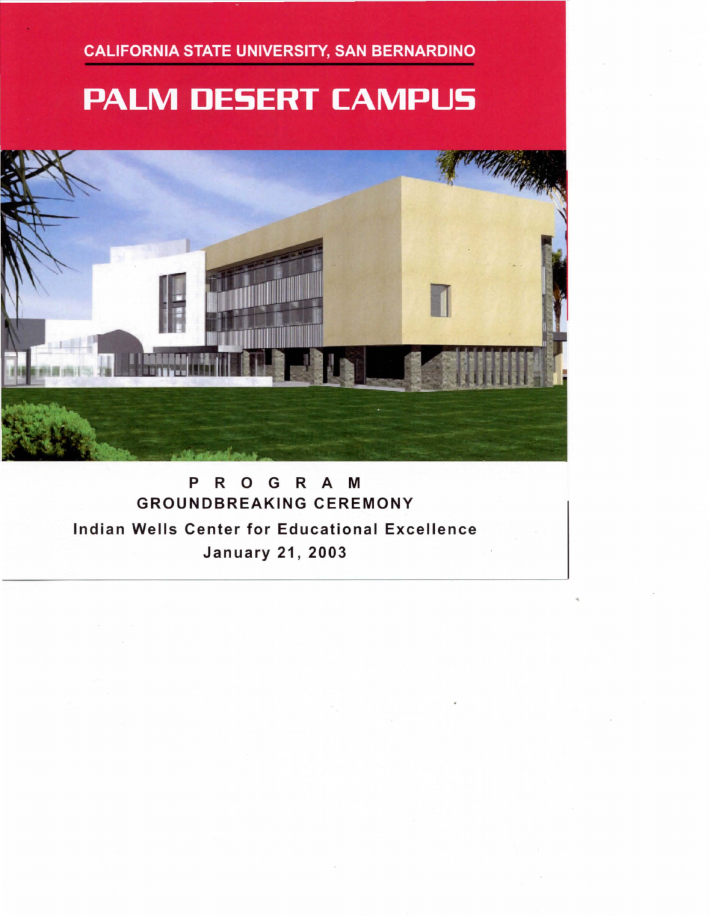CALIFORNIA STATE UNIVERSITY, SAN BERNARDINO

# PALM DESERT CAMPUS

P R O G R A M

**GROUNDBREAKING CEREMONY**

**Indian Wells Center for Educational Excellence**

**January 21, 2003**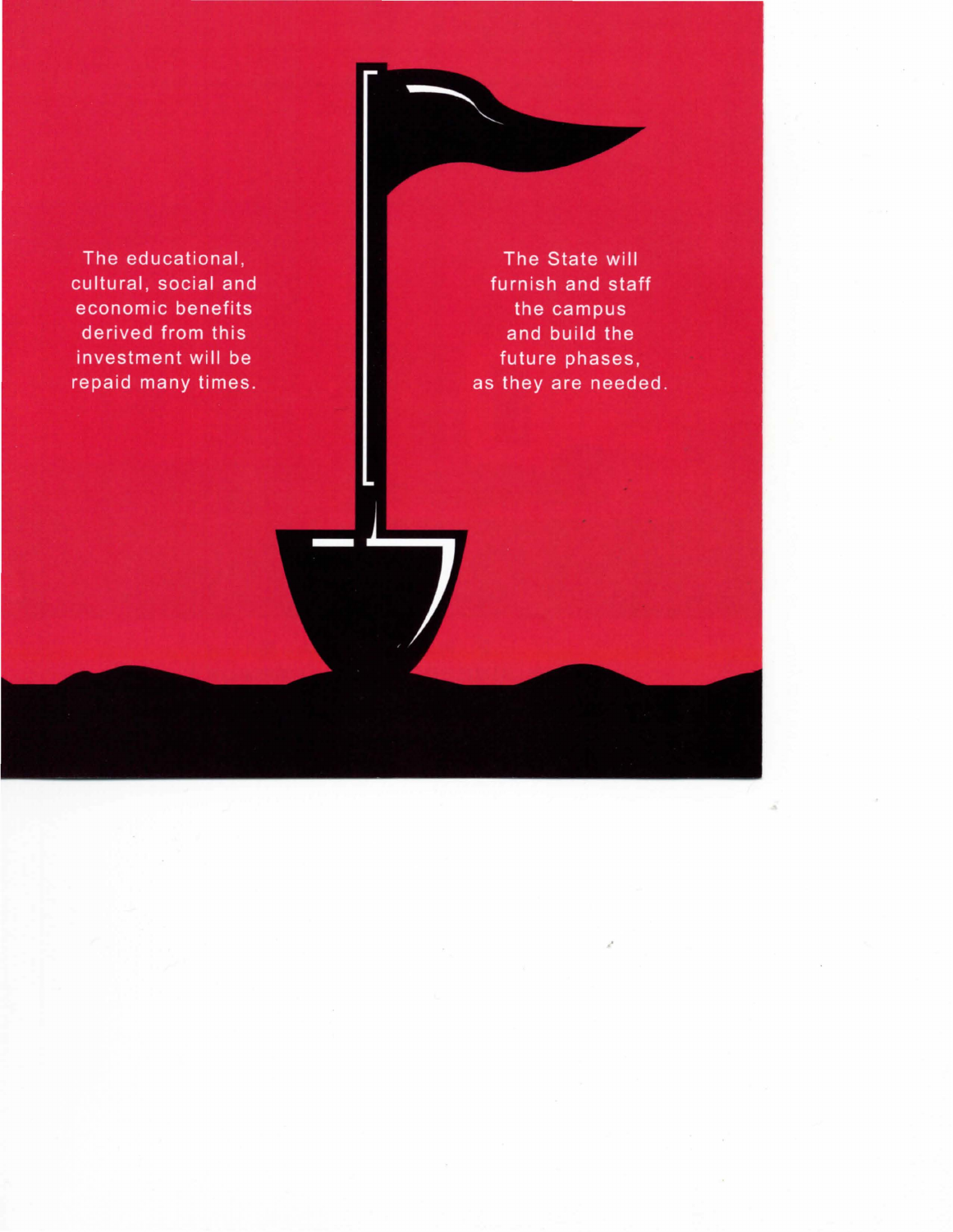The educational, cultural, social and economic benefits derived from this investment will be repaid many times.

The State will furnish and staff the campus and build the future phases, as they are needed.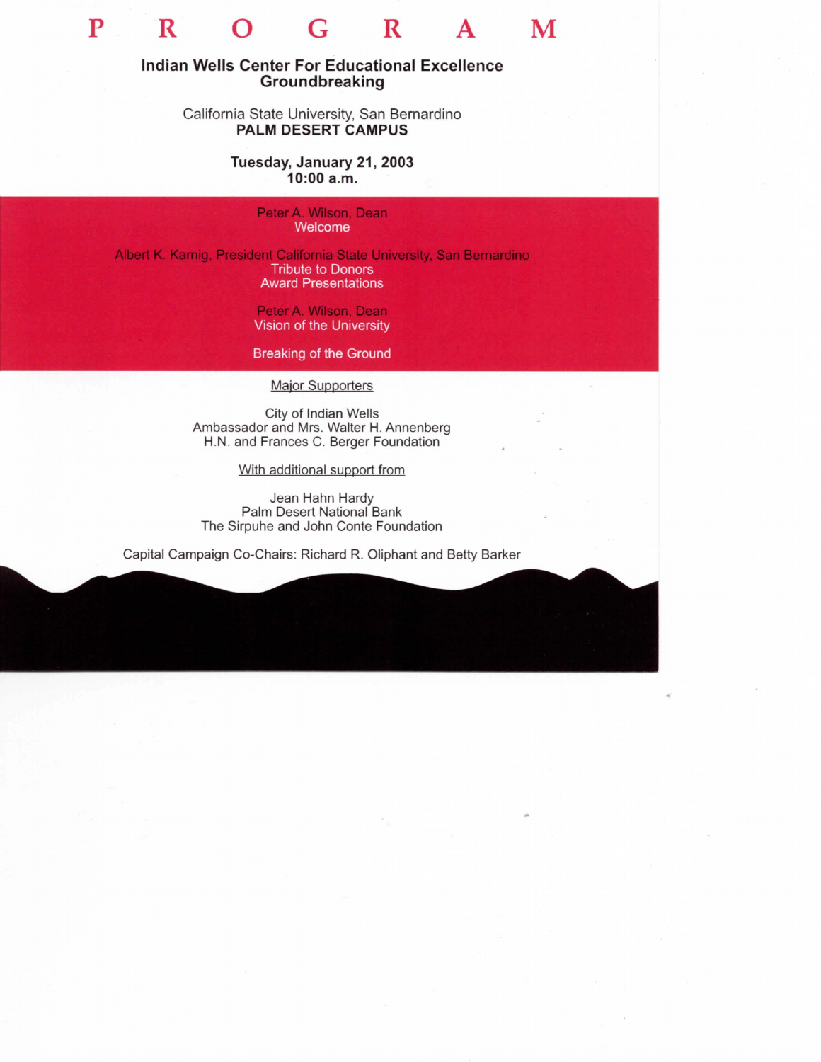# PROGRAM

## Indian Wells Center For Educational Excellence Groundbreaking

California State University, San Bernardino
**PALM DESERT CAMPUS**

**Tuesday, January 21, 2003**
**10:00 a.m.**

Peter A. Wilson, Dean
Welcome

Albert K. Karnig, President California State University, San Bernardino
Tribute to Donors
Award Presentations

Peter A. Wilson, Dean
Vision of the University

Breaking of the Ground

Major Supporters

City of Indian Wells
Ambassador and Mrs. Walter H. Annenberg
H.N. and Frances C. Berger Foundation

With additional support from

Jean Hahn Hardy
Palm Desert National Bank
The Sirpuhe and John Conte Foundation

Capital Campaign Co-Chairs: Richard R. Oliphant and Betty Barker